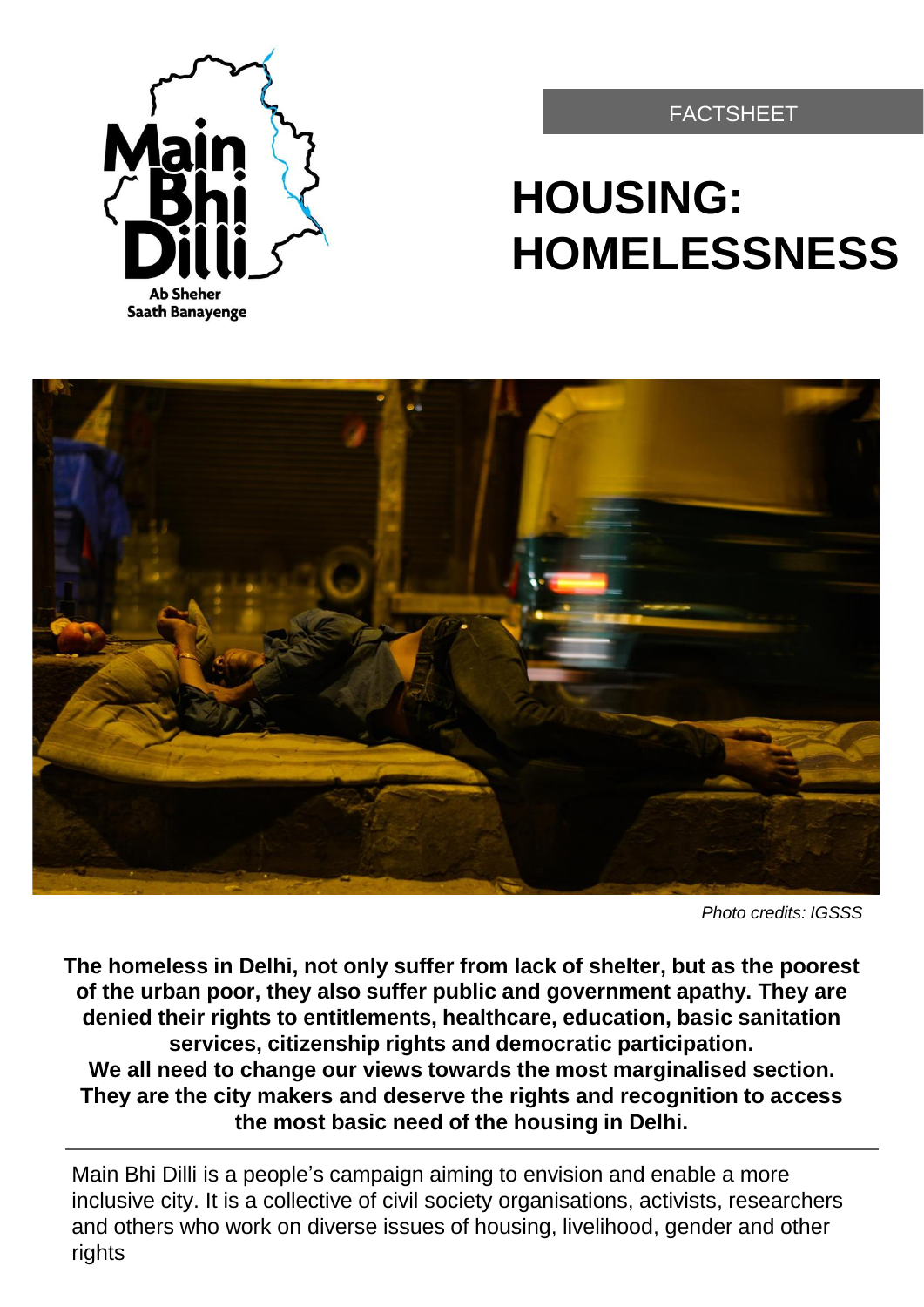Main Bhi Dilli

Ab Sheher Saath Banayenge

FACTSHEET

# HOUSING: HOMELESSNESS

*Photo credits: IGSSS*

**The homeless in Delhi, not only suffer from lack of shelter, but as the poorest of the urban poor, they also suffer public and government apathy. They are denied their rights to entitlements, healthcare, education, basic sanitation services, citizenship rights and democratic participation.**
**We all need to change our views towards the most marginalised section. They are the city makers and deserve the rights and recognition to access the most basic need of the housing in Delhi.**

---

Main Bhi Dilli is a people's campaign aiming to envision and enable a more inclusive city. It is a collective of civil society organisations, activists, researchers and others who work on diverse issues of housing, livelihood, gender and other rights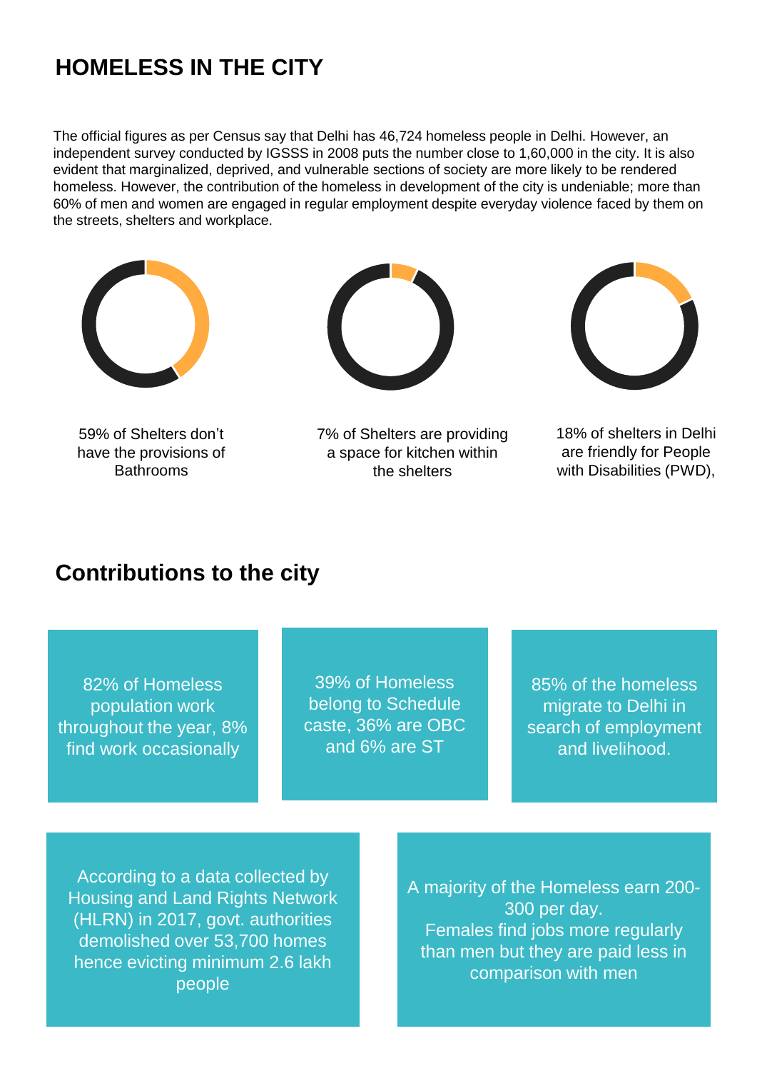# HOMELESS IN THE CITY

The official figures as per Census say that Delhi has 46,724 homeless people in Delhi. However, an independent survey conducted by IGSSS in 2008 puts the number close to 1,60,000 in the city. It is also evident that marginalized, deprived, and vulnerable sections of society are more likely to be rendered homeless. However, the contribution of the homeless in development of the city is undeniable; more than 60% of men and women are engaged in regular employment despite everyday violence faced by them on the streets, shelters and workplace.

59% of Shelters don't have the provisions of Bathrooms

7% of Shelters are providing a space for kitchen within the shelters

18% of shelters in Delhi are friendly for People with Disabilities (PWD),

## Contributions to the city

82% of Homeless population work throughout the year, 8% find work occasionally

39% of Homeless belong to Schedule caste, 36% are OBC and 6% are ST

85% of the homeless migrate to Delhi in search of employment and livelihood.

According to a data collected by Housing and Land Rights Network (HLRN) in 2017, govt. authorities demolished over 53,700 homes hence evicting minimum 2.6 lakh people

A majority of the Homeless earn 200-300 per day.
Females find jobs more regularly than men but they are paid less in comparison with men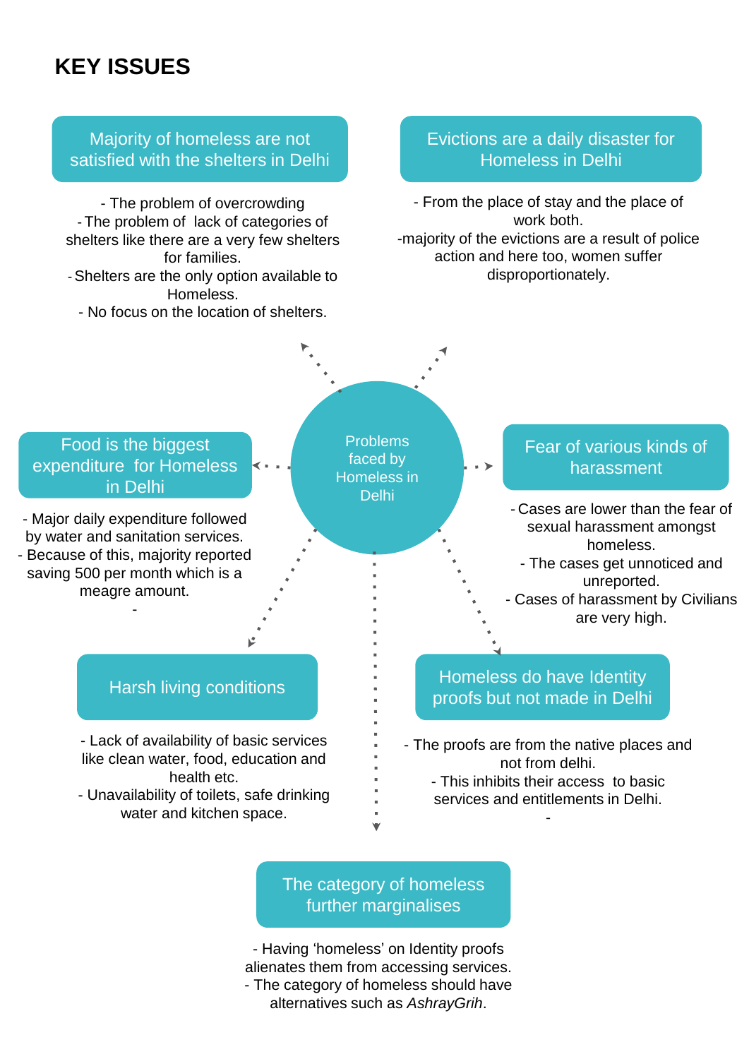# KEY ISSUES

**Problems faced by Homeless in Delhi**

### Majority of homeless are not satisfied with the shelters in Delhi

- The problem of overcrowding
- The problem of lack of categories of shelters like there are a very few shelters for families.
- Shelters are the only option available to Homeless.
- No focus on the location of shelters.

### Evictions are a daily disaster for Homeless in Delhi

- From the place of stay and the place of work both.
- majority of the evictions are a result of police action and here too, women suffer disproportionately.

### Food is the biggest expenditure for Homeless in Delhi

- Major daily expenditure followed by water and sanitation services.
- Because of this, majority reported saving 500 per month which is a meagre amount.
-

### Fear of various kinds of harassment

- Cases are lower than the fear of sexual harassment amongst homeless.
- The cases get unnoticed and unreported.
- Cases of harassment by Civilians are very high.

### Harsh living conditions

- Lack of availability of basic services like clean water, food, education and health etc.
- Unavailability of toilets, safe drinking water and kitchen space.

### Homeless do have Identity proofs but not made in Delhi

- The proofs are from the native places and not from delhi.
- This inhibits their access to basic services and entitlements in Delhi.
-

### The category of homeless further marginalises

- Having 'homeless' on Identity proofs alienates them from accessing services.
- The category of homeless should have alternatives such as *AshrayGrih*.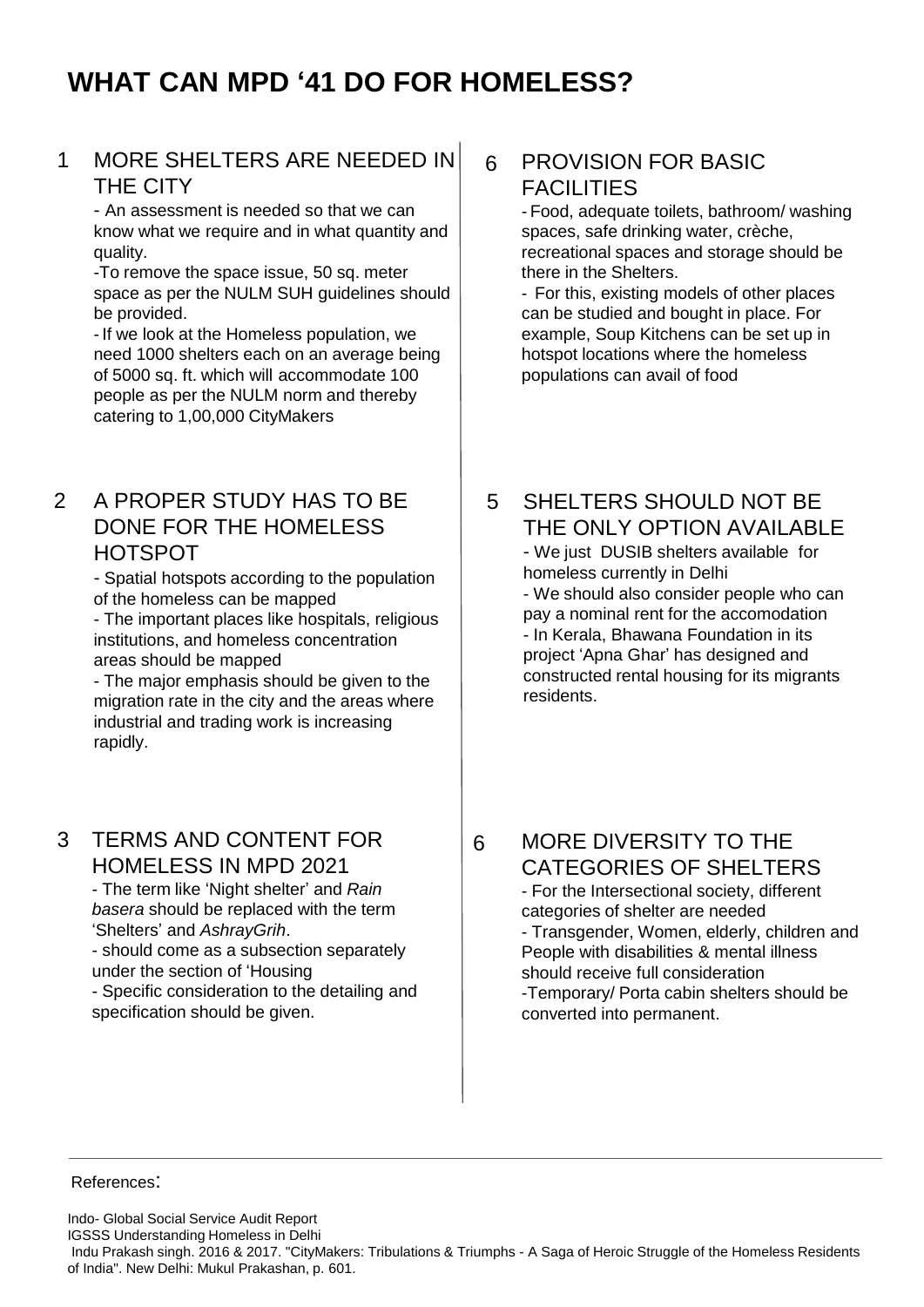# WHAT CAN MPD '41 DO FOR HOMELESS?

## 1 MORE SHELTERS ARE NEEDED IN THE CITY

- An assessment is needed so that we can know what we require and in what quantity and quality.
- To remove the space issue, 50 sq. meter space as per the NULM SUH guidelines should be provided.
- If we look at the Homeless population, we need 1000 shelters each on an average being of 5000 sq. ft. which will accommodate 100 people as per the NULM norm and thereby catering to 1,00,000 CityMakers

## 2 A PROPER STUDY HAS TO BE DONE FOR THE HOMELESS HOTSPOT

- Spatial hotspots according to the population of the homeless can be mapped
- The important places like hospitals, religious institutions, and homeless concentration areas should be mapped
- The major emphasis should be given to the migration rate in the city and the areas where industrial and trading work is increasing rapidly.

## 3 TERMS AND CONTENT FOR HOMELESS IN MPD 2021

- The term like 'Night shelter' and *Rain basera* should be replaced with the term 'Shelters' and *AshrayGrih*.
- should come as a subsection separately under the section of 'Housing
- Specific consideration to the detailing and specification should be given.

## 6 PROVISION FOR BASIC FACILITIES

- Food, adequate toilets, bathroom/ washing spaces, safe drinking water, crèche, recreational spaces and storage should be there in the Shelters.
- For this, existing models of other places can be studied and bought in place. For example, Soup Kitchens can be set up in hotspot locations where the homeless populations can avail of food

## 5 SHELTERS SHOULD NOT BE THE ONLY OPTION AVAILABLE

- We just DUSIB shelters available for homeless currently in Delhi
- We should also consider people who can pay a nominal rent for the accomodation
- In Kerala, Bhawana Foundation in its project 'Apna Ghar' has designed and constructed rental housing for its migrants residents.

## 6 MORE DIVERSITY TO THE CATEGORIES OF SHELTERS

- For the Intersectional society, different categories of shelter are needed
- Transgender, Women, elderly, children and People with disabilities & mental illness should receive full consideration
- Temporary/ Porta cabin shelters should be converted into permanent.

---

References:

Indo- Global Social Service Audit Report
IGSSS Understanding Homeless in Delhi
Indu Prakash singh. 2016 & 2017. "CityMakers: Tribulations & Triumphs - A Saga of Heroic Struggle of the Homeless Residents of India". New Delhi: Mukul Prakashan, p. 601.